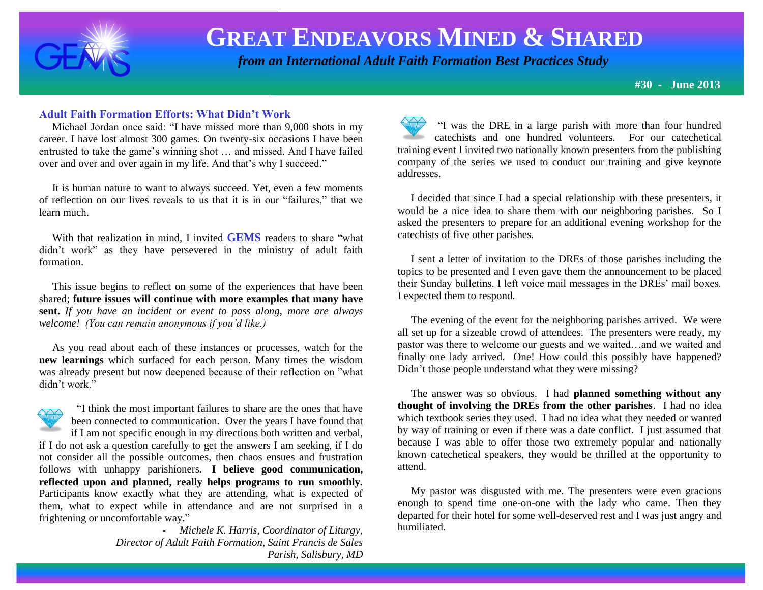# GREAT ENDEAVORS MINED & SHARED

*from an International Adult Faith Formation Best Practices Study*

**#30 - June 2013**

## Adult Faith Formation Efforts: What Didn't Work

Michael Jordan once said: "I have missed more than 9,000 shots in my career. I have lost almost 300 games. On twenty-six occasions I have been entrusted to take the game's winning shot … and missed. And I have failed over and over and over again in my life. And that's why I succeed."

It is human nature to want to always succeed. Yet, even a few moments of reflection on our lives reveals to us that it is in our "failures," that we learn much.

With that realization in mind, I invited **GEMS** readers to share "what didn't work" as they have persevered in the ministry of adult faith formation.

This issue begins to reflect on some of the experiences that have been shared; **future issues will continue with more examples that many have sent.** *If you have an incident or event to pass along, more are always welcome! (You can remain anonymous if you'd like.)*

As you read about each of these instances or processes, watch for the **new learnings** which surfaced for each person. Many times the wisdom was already present but now deepened because of their reflection on "what didn't work."

"I think the most important failures to share are the ones that have been connected to communication. Over the years I have found that if I am not specific enough in my directions both written and verbal, if I do not ask a question carefully to get the answers I am seeking, if I do not consider all the possible outcomes, then chaos ensues and frustration follows with unhappy parishioners. **I believe good communication, reflected upon and planned, really helps programs to run smoothly.** Participants know exactly what they are attending, what is expected of them, what to expect while in attendance and are not surprised in a frightening or uncomfortable way."

- *Michele K. Harris, Coordinator of Liturgy, Director of Adult Faith Formation, Saint Francis de Sales Parish, Salisbury, MD*

"I was the DRE in a large parish with more than four hundred catechists and one hundred volunteers. For our catechetical training event I invited two nationally known presenters from the publishing company of the series we used to conduct our training and give keynote addresses.

I decided that since I had a special relationship with these presenters, it would be a nice idea to share them with our neighboring parishes. So I asked the presenters to prepare for an additional evening workshop for the catechists of five other parishes.

I sent a letter of invitation to the DREs of those parishes including the topics to be presented and I even gave them the announcement to be placed their Sunday bulletins. I left voice mail messages in the DREs' mail boxes. I expected them to respond.

The evening of the event for the neighboring parishes arrived. We were all set up for a sizeable crowd of attendees. The presenters were ready, my pastor was there to welcome our guests and we waited…and we waited and finally one lady arrived. One! How could this possibly have happened? Didn't those people understand what they were missing?

The answer was so obvious. I had **planned something without any thought of involving the DREs from the other parishes**. I had no idea which textbook series they used. I had no idea what they needed or wanted by way of training or even if there was a date conflict. I just assumed that because I was able to offer those two extremely popular and nationally known catechetical speakers, they would be thrilled at the opportunity to attend.

My pastor was disgusted with me. The presenters were even gracious enough to spend time one-on-one with the lady who came. Then they departed for their hotel for some well-deserved rest and I was just angry and humiliated.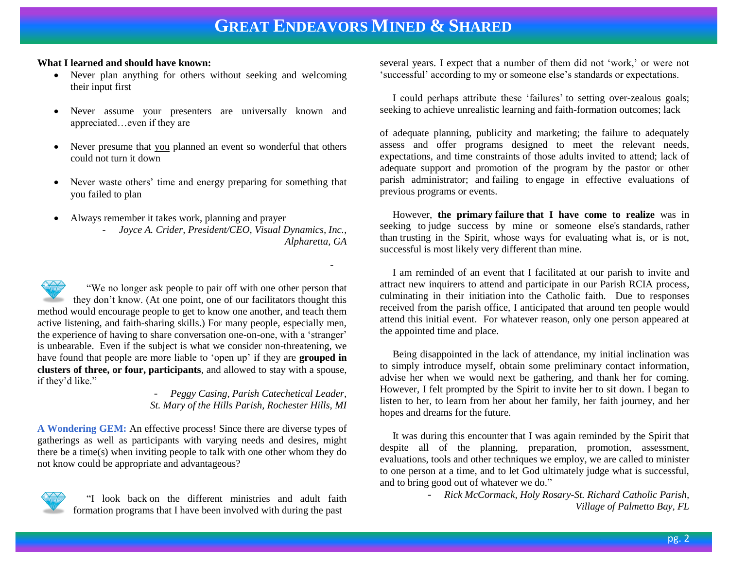**What I learned and should have known:**

- Never plan anything for others without seeking and welcoming their input first
- Never assume your presenters are universally known and appreciated…even if they are
- Never presume that you planned an event so wonderful that others could not turn it down
- Never waste others' time and energy preparing for something that you failed to plan
- Always remember it takes work, planning and prayer

*- Joyce A. Crider, President/CEO, Visual Dynamics, Inc., Alpharetta, GA*

"We no longer ask people to pair off with one other person that they don't know. (At one point, one of our facilitators thought this method would encourage people to get to know one another, and teach them active listening, and faith-sharing skills.) For many people, especially men, the experience of having to share conversation one-on-one, with a 'stranger' is unbearable. Even if the subject is what we consider non-threatening, we have found that people are more liable to 'open up' if they are **grouped in clusters of three, or four, participants**, and allowed to stay with a spouse, if they'd like."

*- Peggy Casing, Parish Catechetical Leader, St. Mary of the Hills Parish, Rochester Hills, MI*

**A Wondering GEM:** An effective process! Since there are diverse types of gatherings as well as participants with varying needs and desires, might there be a time(s) when inviting people to talk with one other whom they do not know could be appropriate and advantageous?

"I look back on the different ministries and adult faith formation programs that I have been involved with during the past several years. I expect that a number of them did not 'work,' or were not 'successful' according to my or someone else's standards or expectations.

I could perhaps attribute these 'failures' to setting over-zealous goals; seeking to achieve unrealistic learning and faith-formation outcomes; lack of adequate planning, publicity and marketing; the failure to adequately assess and offer programs designed to meet the relevant needs, expectations, and time constraints of those adults invited to attend; lack of adequate support and promotion of the program by the pastor or other parish administrator; and failing to engage in effective evaluations of previous programs or events.

However, **the primary failure that I have come to realize** was in seeking to judge success by mine or someone else's standards, rather than trusting in the Spirit, whose ways for evaluating what is, or is not, successful is most likely very different than mine.

I am reminded of an event that I facilitated at our parish to invite and attract new inquirers to attend and participate in our Parish RCIA process, culminating in their initiation into the Catholic faith. Due to responses received from the parish office, I anticipated that around ten people would attend this initial event. For whatever reason, only one person appeared at the appointed time and place.

Being disappointed in the lack of attendance, my initial inclination was to simply introduce myself, obtain some preliminary contact information, advise her when we would next be gathering, and thank her for coming. However, I felt prompted by the Spirit to invite her to sit down. I began to listen to her, to learn from her about her family, her faith journey, and her hopes and dreams for the future.

It was during this encounter that I was again reminded by the Spirit that despite all of the planning, preparation, promotion, assessment, evaluations, tools and other techniques we employ, we are called to minister to one person at a time, and to let God ultimately judge what is successful, and to bring good out of whatever we do."

*- Rick McCormack, Holy Rosary-St. Richard Catholic Parish, Village of Palmetto Bay, FL*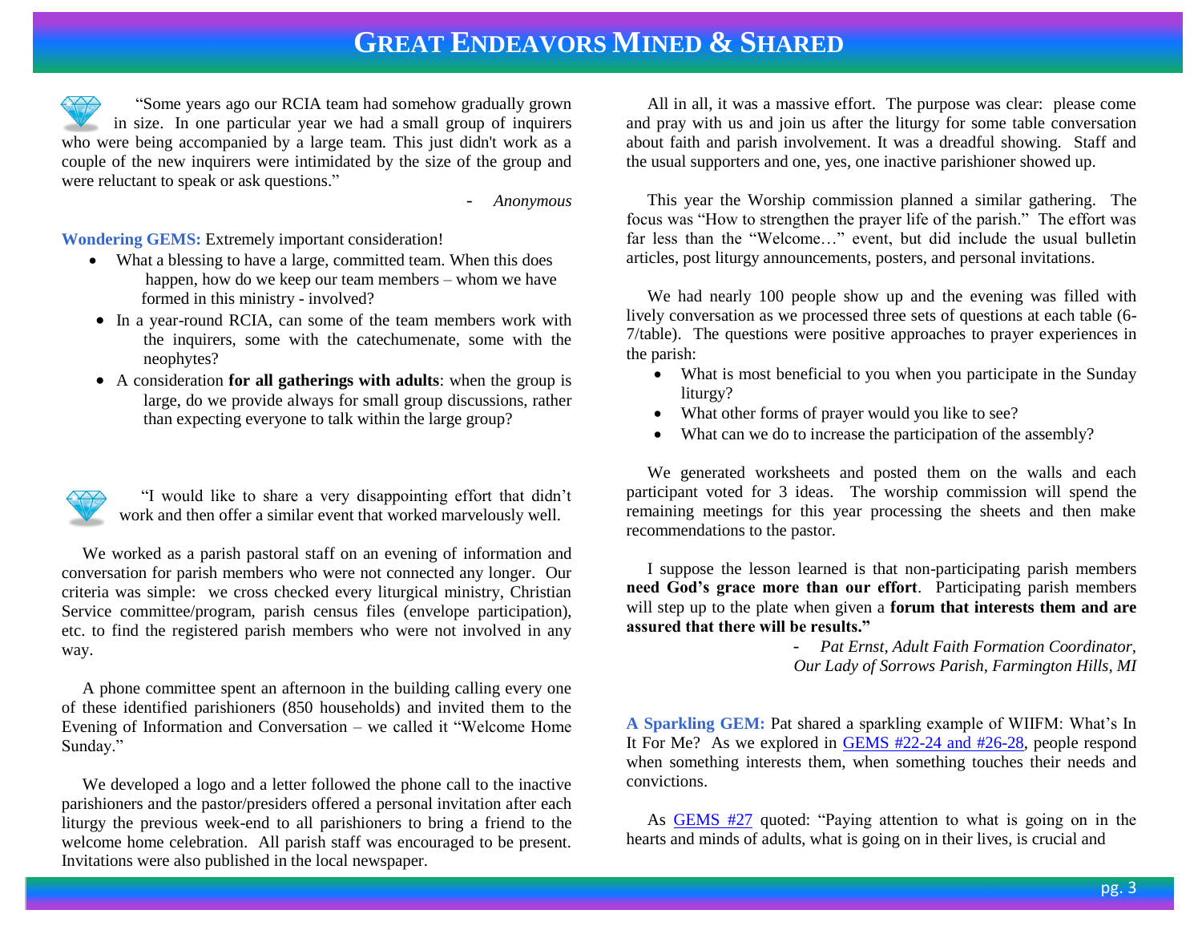“Some years ago our RCIA team had somehow gradually grown in size. In one particular year we had a small group of inquirers who were being accompanied by a large team. This just didn't work as a couple of the new inquirers were intimidated by the size of the group and were reluctant to speak or ask questions.”

- *Anonymous*

**Wondering GEMS:** Extremely important consideration!

- What a blessing to have a large, committed team. When this does happen, how do we keep our team members – whom we have formed in this ministry - involved?
- In a year-round RCIA, can some of the team members work with the inquirers, some with the catechumenate, some with the neophytes?
- A consideration **for all gatherings with adults**: when the group is large, do we provide always for small group discussions, rather than expecting everyone to talk within the large group?

“I would like to share a very disappointing effort that didn’t work and then offer a similar event that worked marvelously well.

We worked as a parish pastoral staff on an evening of information and conversation for parish members who were not connected any longer. Our criteria was simple: we cross checked every liturgical ministry, Christian Service committee/program, parish census files (envelope participation), etc. to find the registered parish members who were not involved in any way.

A phone committee spent an afternoon in the building calling every one of these identified parishioners (850 households) and invited them to the Evening of Information and Conversation – we called it “Welcome Home Sunday.”

We developed a logo and a letter followed the phone call to the inactive parishioners and the pastor/presiders offered a personal invitation after each liturgy the previous week-end to all parishioners to bring a friend to the welcome home celebration. All parish staff was encouraged to be present. Invitations were also published in the local newspaper.

All in all, it was a massive effort. The purpose was clear: please come and pray with us and join us after the liturgy for some table conversation about faith and parish involvement. It was a dreadful showing. Staff and the usual supporters and one, yes, one inactive parishioner showed up.

This year the Worship commission planned a similar gathering. The focus was “How to strengthen the prayer life of the parish.” The effort was far less than the “Welcome…” event, but did include the usual bulletin articles, post liturgy announcements, posters, and personal invitations.

We had nearly 100 people show up and the evening was filled with lively conversation as we processed three sets of questions at each table (6-7/table). The questions were positive approaches to prayer experiences in the parish:

- What is most beneficial to you when you participate in the Sunday liturgy?
- What other forms of prayer would you like to see?
- What can we do to increase the participation of the assembly?

We generated worksheets and posted them on the walls and each participant voted for 3 ideas. The worship commission will spend the remaining meetings for this year processing the sheets and then make recommendations to the pastor.

I suppose the lesson learned is that non-participating parish members **need God’s grace more than our effort**. Participating parish members will step up to the plate when given a **forum that interests them and are assured that there will be results.”**

- *Pat Ernst, Adult Faith Formation Coordinator, Our Lady of Sorrows Parish, Farmington Hills, MI*

**A Sparkling GEM:** Pat shared a sparkling example of WIIFM: What’s In It For Me? As we explored in GEMS #22-24 and #26-28, people respond when something interests them, when something touches their needs and convictions.

As GEMS #27 quoted: “Paying attention to what is going on in the hearts and minds of adults, what is going on in their lives, is crucial and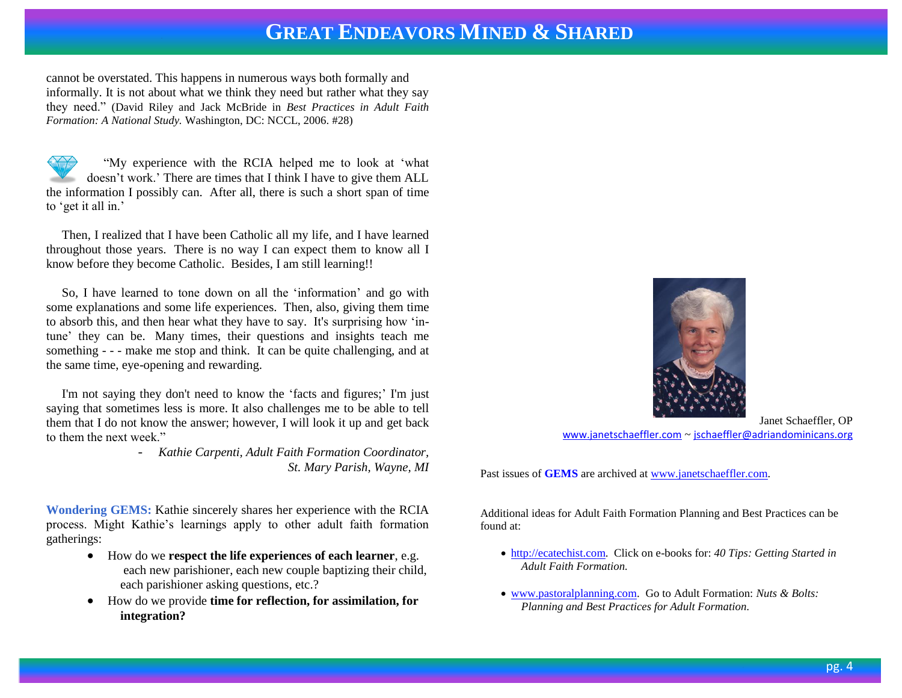cannot be overstated. This happens in numerous ways both formally and informally. It is not about what we think they need but rather what they say they need." (David Riley and Jack McBride in *Best Practices in Adult Faith Formation: A National Study.* Washington, DC: NCCL, 2006. #28)

"My experience with the RCIA helped me to look at 'what doesn't work.' There are times that I think I have to give them ALL the information I possibly can. After all, there is such a short span of time to 'get it all in.'

Then, I realized that I have been Catholic all my life, and I have learned throughout those years. There is no way I can expect them to know all I know before they become Catholic. Besides, I am still learning!!

So, I have learned to tone down on all the 'information' and go with some explanations and some life experiences. Then, also, giving them time to absorb this, and then hear what they have to say. It's surprising how 'in-tune' they can be. Many times, their questions and insights teach me something - - - make me stop and think. It can be quite challenging, and at the same time, eye-opening and rewarding.

I'm not saying they don't need to know the 'facts and figures;' I'm just saying that sometimes less is more. It also challenges me to be able to tell them that I do not know the answer; however, I will look it up and get back to them the next week."

- *Kathie Carpenti, Adult Faith Formation Coordinator, St. Mary Parish, Wayne, MI*

**Wondering GEMS:** Kathie sincerely shares her experience with the RCIA process. Might Kathie's learnings apply to other adult faith formation gatherings:

- How do we **respect the life experiences of each learner**, e.g. each new parishioner, each new couple baptizing their child, each parishioner asking questions, etc.?
- How do we provide **time for reflection, for assimilation, for integration?**

Janet Schaeffler, OP
www.janetschaeffler.com ~ jschaeffler@adriandominicans.org

Past issues of **GEMS** are archived at www.janetschaeffler.com.

Additional ideas for Adult Faith Formation Planning and Best Practices can be found at:

- http://ecatechist.com. Click on e-books for: *40 Tips: Getting Started in Adult Faith Formation.*
- www.pastoralplanning.com. Go to Adult Formation: *Nuts & Bolts: Planning and Best Practices for Adult Formation.*